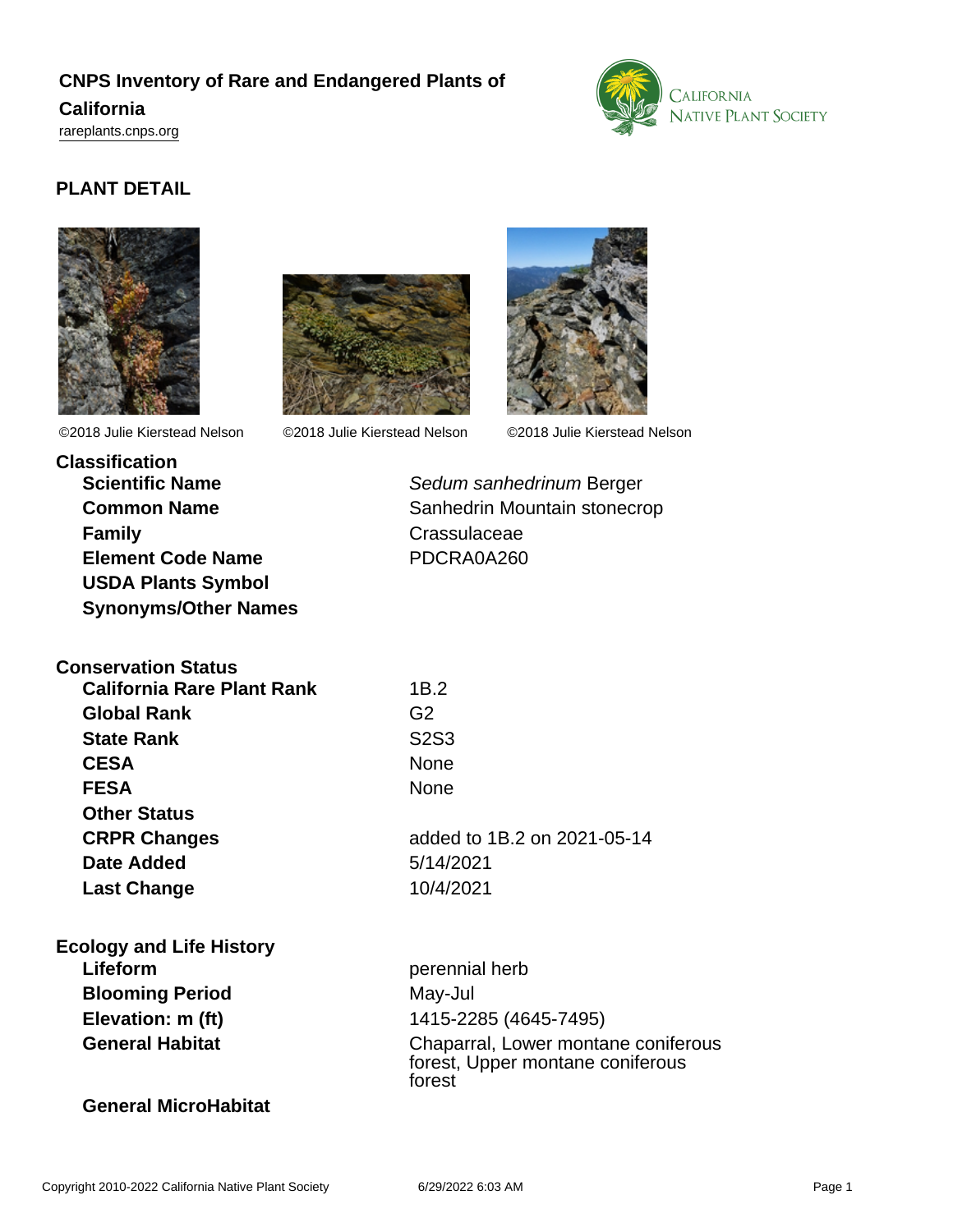# CNPS Inventory of Rare and Endangered Plants of California

rareplants.cnps.org

## PLANT DETAIL

©2018 Julie Kierstead Nelson ©2018 Julie Kierstead Nelson ©2018 Julie Kierstead Nelson

### Classification

| | |
|---|---|
| **Scientific Name** | *Sedum sanhedrinum* Berger |
| **Common Name** | Sanhedrin Mountain stonecrop |
| **Family** | Crassulaceae |
| **Element Code Name** | PDCRA0A260 |
| **USDA Plants Symbol** | |
| **Synonyms/Other Names** | |

### Conservation Status

| | |
|---|---|
| **California Rare Plant Rank** | 1B.2 |
| **Global Rank** | G2 |
| **State Rank** | S2S3 |
| **CESA** | None |
| **FESA** | None |
| **Other Status** | |
| **CRPR Changes** | added to 1B.2 on 2021-05-14 |
| **Date Added** | 5/14/2021 |
| **Last Change** | 10/4/2021 |

### Ecology and Life History

| | |
|---|---|
| **Lifeform** | perennial herb |
| **Blooming Period** | May-Jul |
| **Elevation: m (ft)** | 1415-2285 (4645-7495) |
| **General Habitat** | Chaparral, Lower montane coniferous forest, Upper montane coniferous forest |
| **General MicroHabitat** | |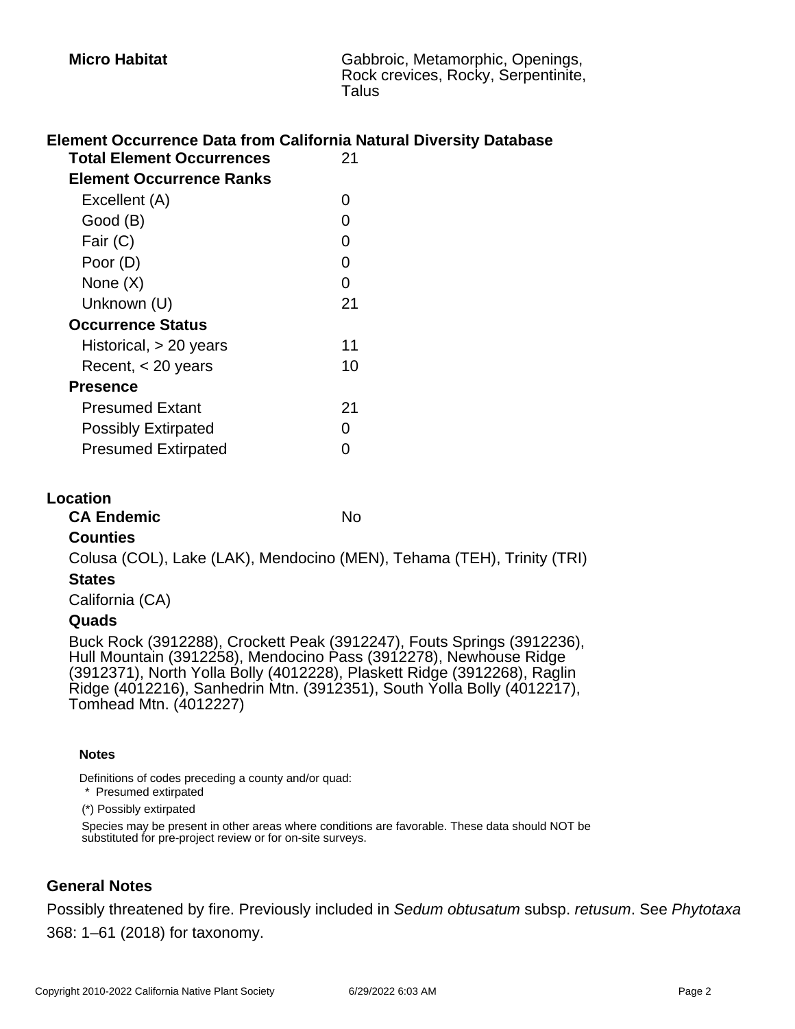| | |
|---|---|
| **Micro Habitat** | Gabbroic, Metamorphic, Openings, Rock crevices, Rocky, Serpentinite, Talus |

## Element Occurrence Data from California Natural Diversity Database

| | |
|---|---|
| **Total Element Occurrences** | 21 |
| **Element Occurrence Ranks** | |
| Excellent (A) | 0 |
| Good (B) | 0 |
| Fair (C) | 0 |
| Poor (D) | 0 |
| None (X) | 0 |
| Unknown (U) | 21 |
| **Occurrence Status** | |
| Historical, > 20 years | 11 |
| Recent, < 20 years | 10 |
| **Presence** | |
| Presumed Extant | 21 |
| Possibly Extirpated | 0 |
| Presumed Extirpated | 0 |

## Location

**CA Endemic** No

**Counties**

Colusa (COL), Lake (LAK), Mendocino (MEN), Tehama (TEH), Trinity (TRI)

**States**

California (CA)

**Quads**

Buck Rock (3912288), Crockett Peak (3912247), Fouts Springs (3912236), Hull Mountain (3912258), Mendocino Pass (3912278), Newhouse Ridge (3912371), North Yolla Bolly (4012228), Plaskett Ridge (3912268), Raglin Ridge (4012216), Sanhedrin Mtn. (3912351), South Yolla Bolly (4012217), Tomhead Mtn. (4012227)

**Notes**

Definitions of codes preceding a county and/or quad:

\* Presumed extirpated

(*) Possibly extirpated

Species may be present in other areas where conditions are favorable. These data should NOT be substituted for pre-project review or for on-site surveys.

## General Notes

Possibly threatened by fire. Previously included in *Sedum obtusatum* subsp. *retusum*. See *Phytotaxa* 368: 1–61 (2018) for taxonomy.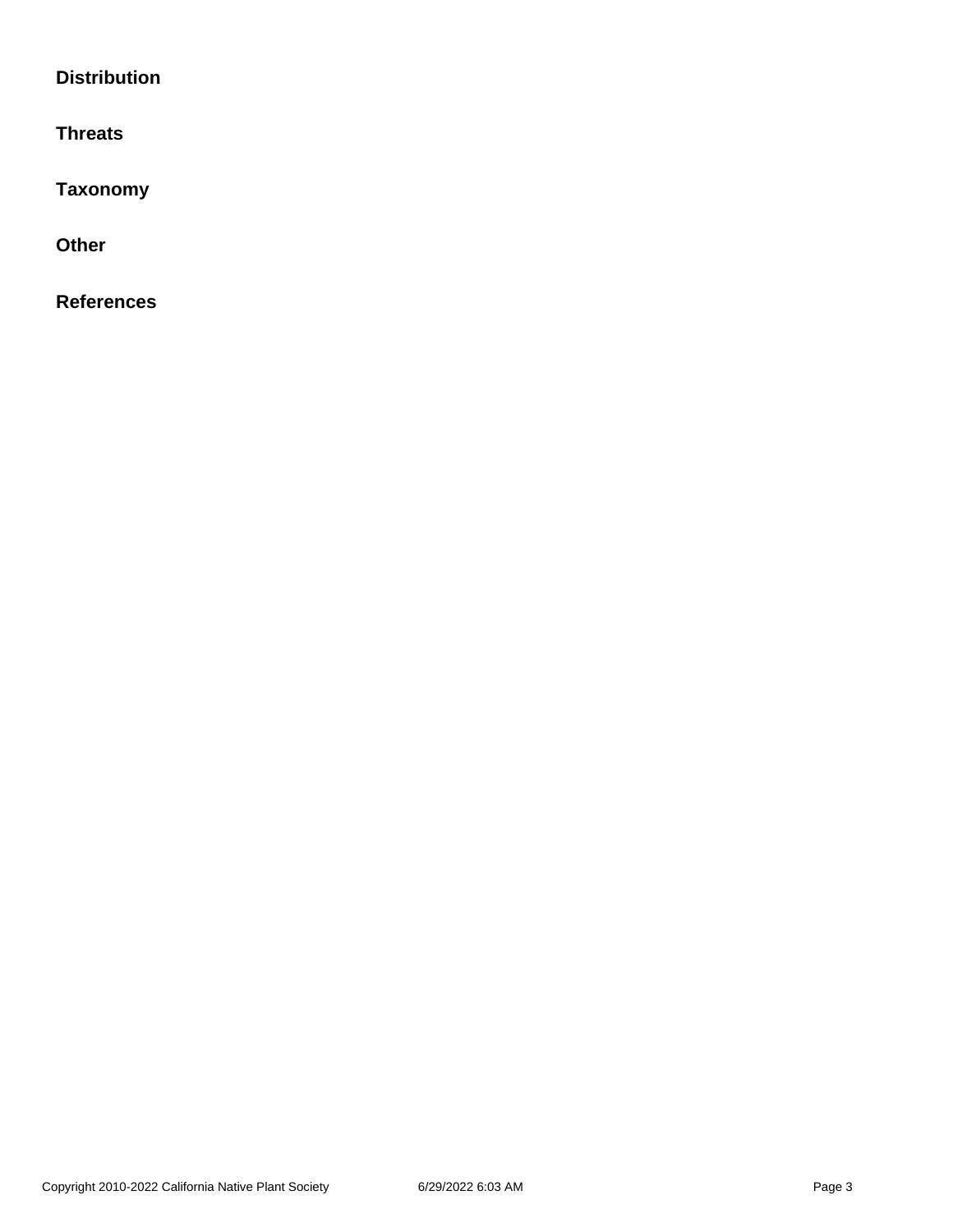## Distribution

## Threats

## Taxonomy

## Other

## References